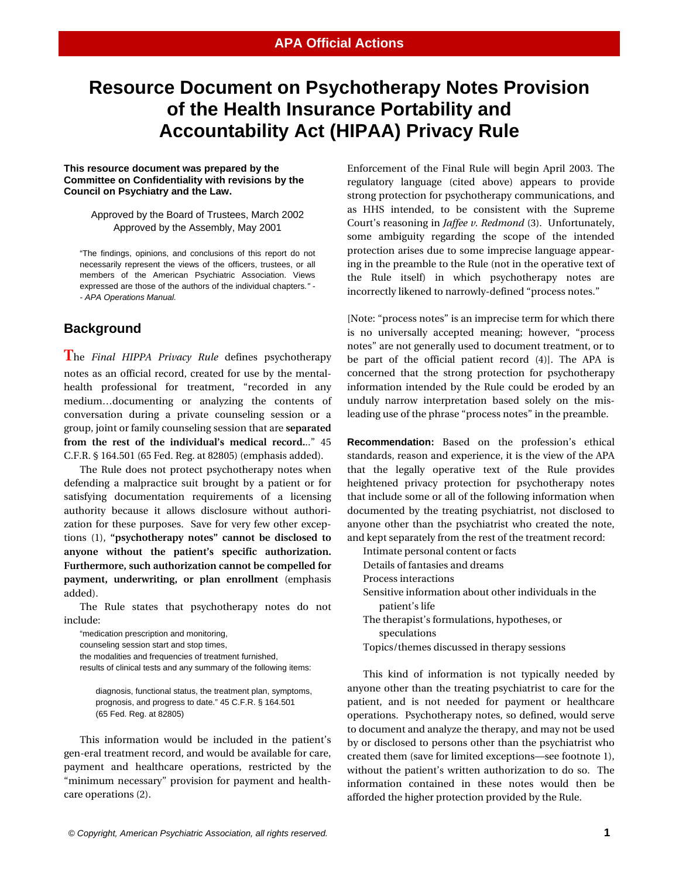APA Official Actions

# Resource Document on Psychotherapy Notes Provision of the Health Insurance Portability and Accountability Act (HIPAA) Privacy Rule

**This resource document was prepared by the Committee on Confidentiality with revisions by the Council on Psychiatry and the Law.**

Approved by the Board of Trustees, March 2002
Approved by the Assembly, May 2001

"The findings, opinions, and conclusions of this report do not necessarily represent the views of the officers, trustees, or all members of the American Psychiatric Association. Views expressed are those of the authors of the individual chapters." -- *APA Operations Manual.*

## Background

The *Final HIPPA Privacy Rule* defines psychotherapy notes as an official record, created for use by the mental-health professional for treatment, "recorded in any medium…documenting or analyzing the contents of conversation during a private counseling session or a group, joint or family counseling session that are **separated from the rest of the individual's medical record.**.." 45 C.F.R. § 164.501 (65 Fed. Reg. at 82805) (emphasis added).

The Rule does not protect psychotherapy notes when defending a malpractice suit brought by a patient or for satisfying documentation requirements of a licensing authority because it allows disclosure without authorization for these purposes. Save for very few other exceptions (1), **"psychotherapy notes" cannot be disclosed to anyone without the patient's specific authorization. Furthermore, such authorization cannot be compelled for payment, underwriting, or plan enrollment** (emphasis added).

The Rule states that psychotherapy notes do not include:

"medication prescription and monitoring,
counseling session start and stop times,
the modalities and frequencies of treatment furnished,
results of clinical tests and any summary of the following items:

diagnosis, functional status, the treatment plan, symptoms, prognosis, and progress to date." 45 C.F.R. § 164.501 (65 Fed. Reg. at 82805)

This information would be included in the patient's gen-eral treatment record, and would be available for care, payment and healthcare operations, restricted by the "minimum necessary" provision for payment and healthcare operations (2).

Enforcement of the Final Rule will begin April 2003. The regulatory language (cited above) appears to provide strong protection for psychotherapy communications, and as HHS intended, to be consistent with the Supreme Court's reasoning in *Jaffee v. Redmond* (3). Unfortunately, some ambiguity regarding the scope of the intended protection arises due to some imprecise language appearing in the preamble to the Rule (not in the operative text of the Rule itself) in which psychotherapy notes are incorrectly likened to narrowly-defined "process notes."

[Note: "process notes" is an imprecise term for which there is no universally accepted meaning; however, "process notes" are not generally used to document treatment, or to be part of the official patient record (4)]. The APA is concerned that the strong protection for psychotherapy information intended by the Rule could be eroded by an unduly narrow interpretation based solely on the misleading use of the phrase "process notes" in the preamble.

**Recommendation:** Based on the profession's ethical standards, reason and experience, it is the view of the APA that the legally operative text of the Rule provides heightened privacy protection for psychotherapy notes that include some or all of the following information when documented by the treating psychiatrist, not disclosed to anyone other than the psychiatrist who created the note, and kept separately from the rest of the treatment record:

Intimate personal content or facts
Details of fantasies and dreams
Process interactions
Sensitive information about other individuals in the patient's life
The therapist's formulations, hypotheses, or speculations
Topics/themes discussed in therapy sessions

This kind of information is not typically needed by anyone other than the treating psychiatrist to care for the patient, and is not needed for payment or healthcare operations. Psychotherapy notes, so defined, would serve to document and analyze the therapy, and may not be used by or disclosed to persons other than the psychiatrist who created them (save for limited exceptions—see footnote 1), without the patient's written authorization to do so. The information contained in these notes would then be afforded the higher protection provided by the Rule.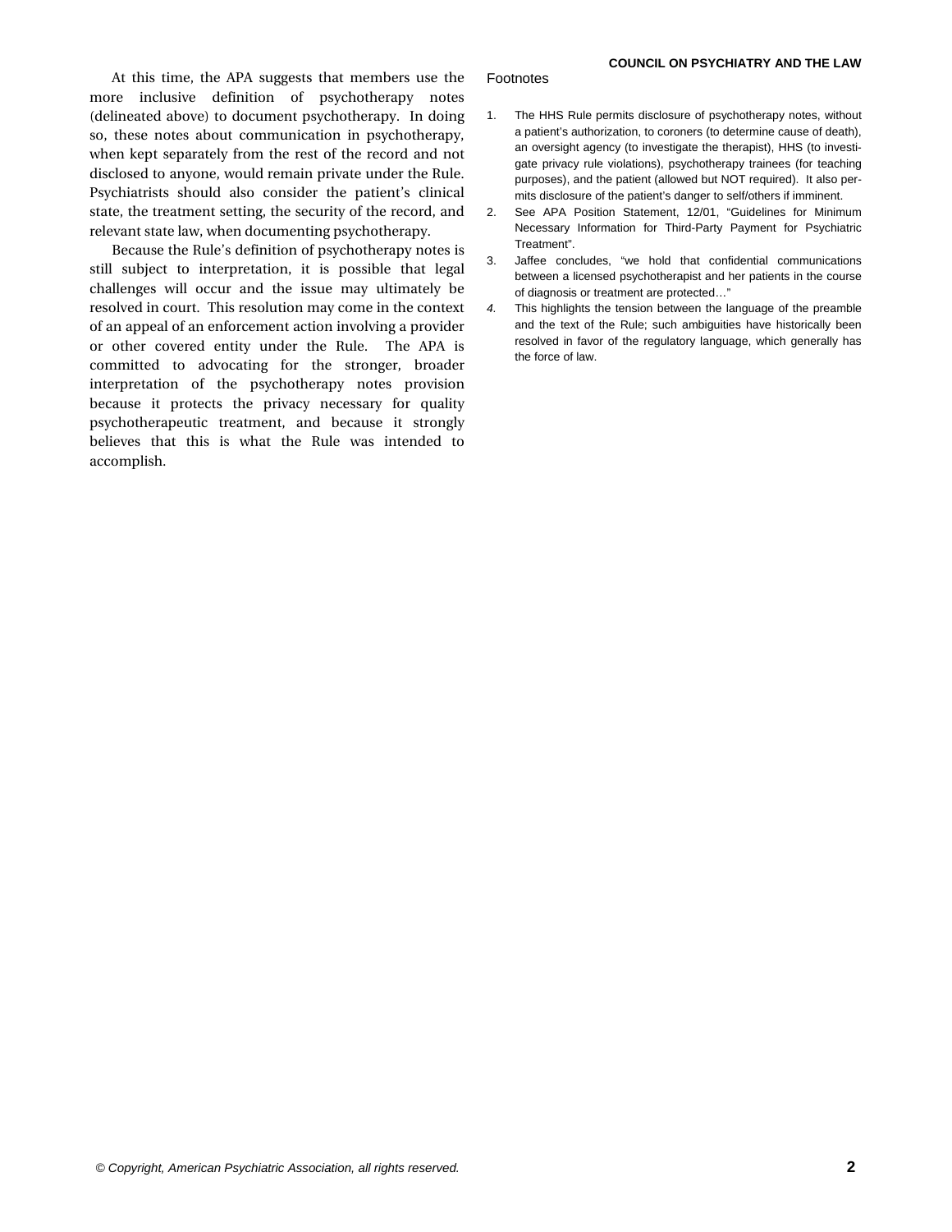At this time, the APA suggests that members use the more inclusive definition of psychotherapy notes (delineated above) to document psychotherapy. In doing so, these notes about communication in psychotherapy, when kept separately from the rest of the record and not disclosed to anyone, would remain private under the Rule. Psychiatrists should also consider the patient's clinical state, the treatment setting, the security of the record, and relevant state law, when documenting psychotherapy.

Because the Rule's definition of psychotherapy notes is still subject to interpretation, it is possible that legal challenges will occur and the issue may ultimately be resolved in court. This resolution may come in the context of an appeal of an enforcement action involving a provider or other covered entity under the Rule. The APA is committed to advocating for the stronger, broader interpretation of the psychotherapy notes provision because it protects the privacy necessary for quality psychotherapeutic treatment, and because it strongly believes that this is what the Rule was intended to accomplish.

Footnotes

1. The HHS Rule permits disclosure of psychotherapy notes, without a patient's authorization, to coroners (to determine cause of death), an oversight agency (to investigate the therapist), HHS (to investigate privacy rule violations), psychotherapy trainees (for teaching purposes), and the patient (allowed but NOT required). It also permits disclosure of the patient's danger to self/others if imminent.
2. See APA Position Statement, 12/01, "Guidelines for Minimum Necessary Information for Third-Party Payment for Psychiatric Treatment".
3. Jaffee concludes, "we hold that confidential communications between a licensed psychotherapist and her patients in the course of diagnosis or treatment are protected…"
4. This highlights the tension between the language of the preamble and the text of the Rule; such ambiguities have historically been resolved in favor of the regulatory language, which generally has the force of law.

*© Copyright, American Psychiatric Association, all rights reserved.*